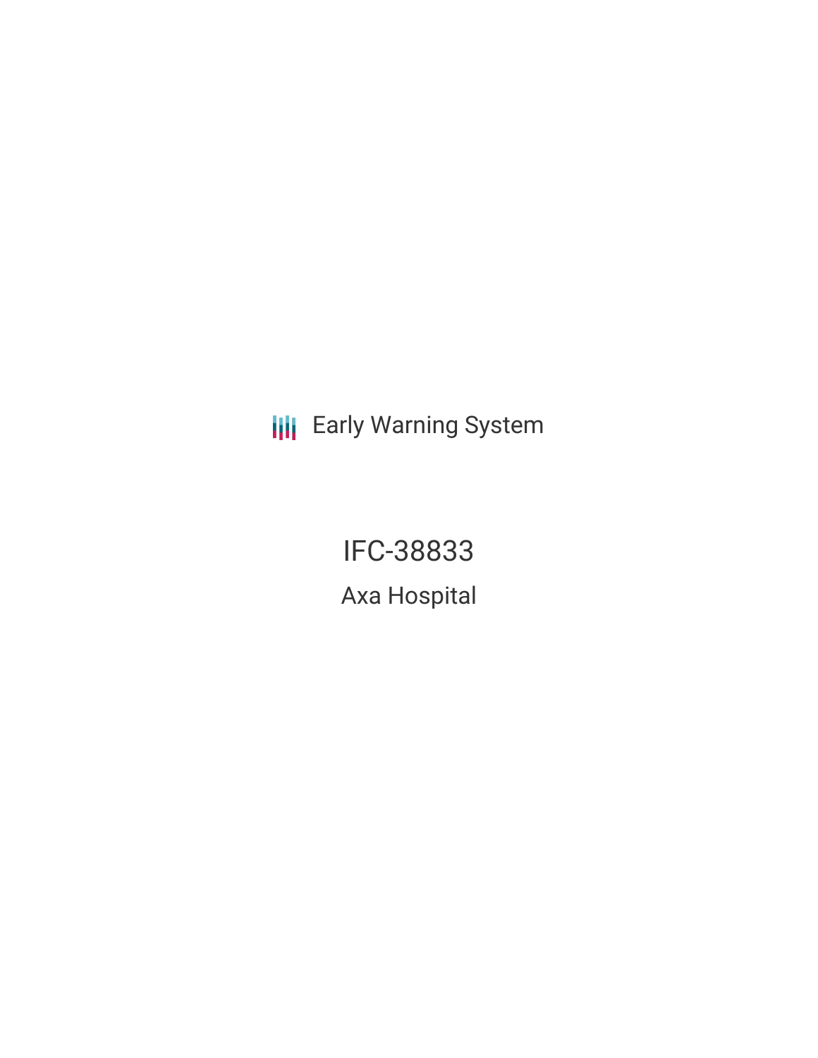Early Warning System

# IFC-38833

## Axa Hospital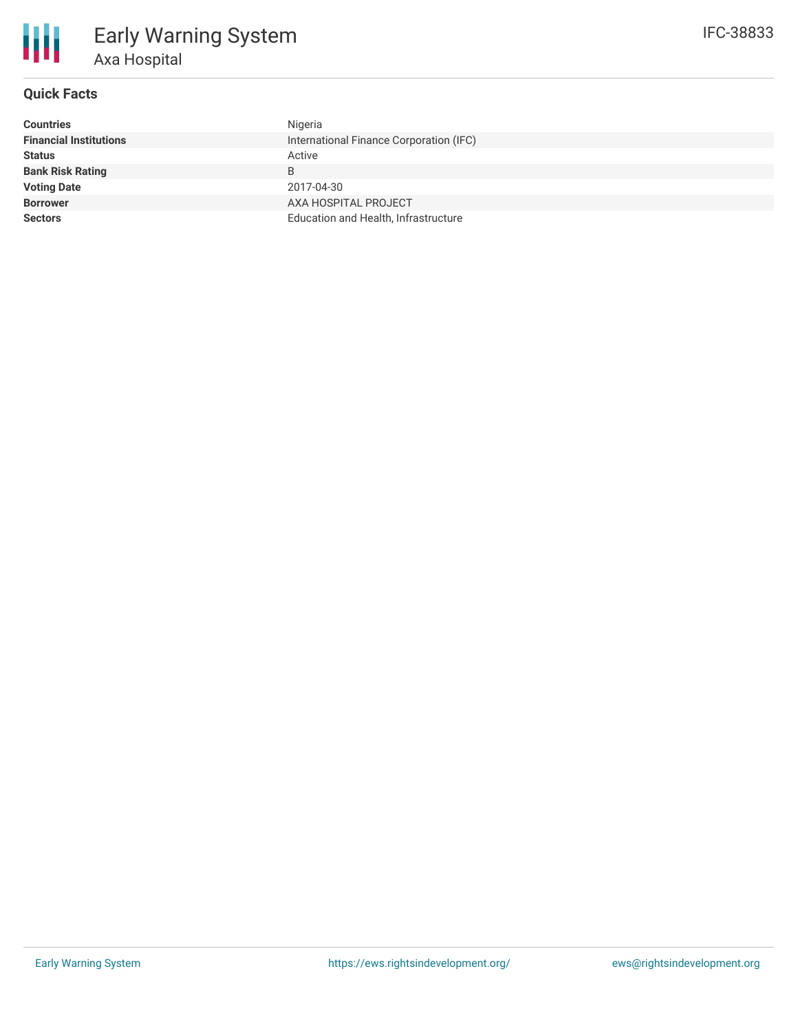# Early Warning System

## Axa Hospital

IFC-38833

### Quick Facts

| | |
|---|---|
| **Countries** | Nigeria |
| **Financial Institutions** | International Finance Corporation (IFC) |
| **Status** | Active |
| **Bank Risk Rating** | B |
| **Voting Date** | 2017-04-30 |
| **Borrower** | AXA HOSPITAL PROJECT |
| **Sectors** | Education and Health, Infrastructure |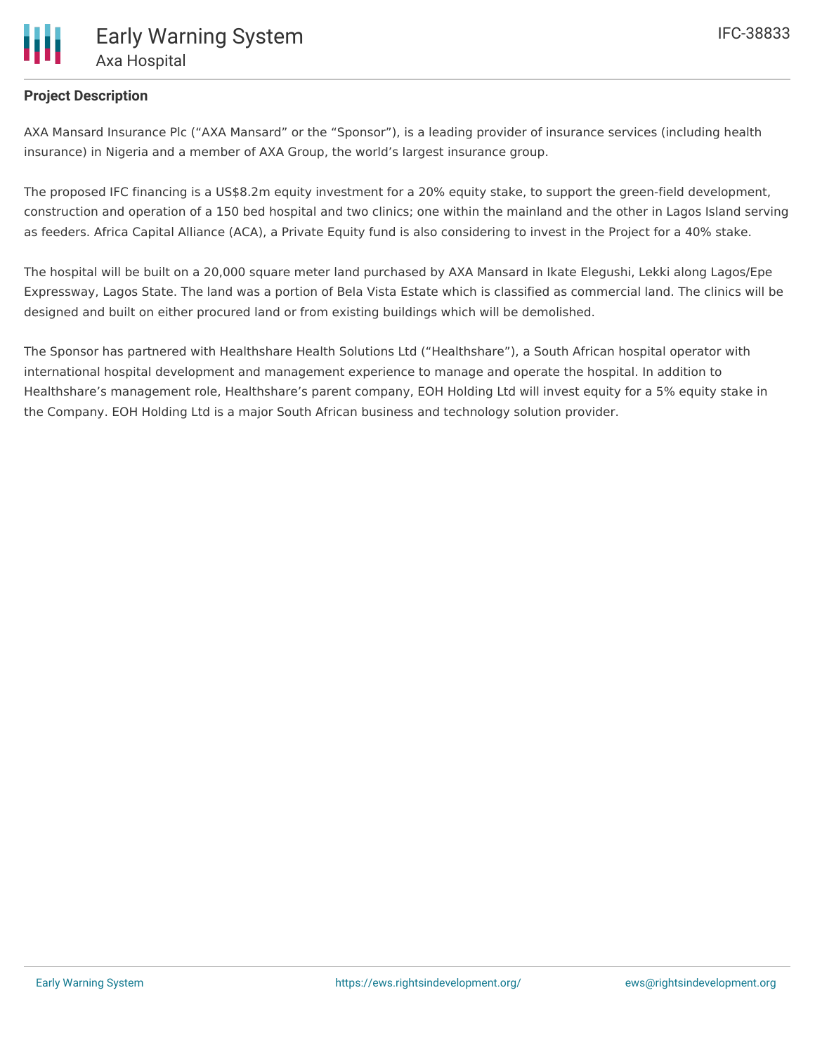## Project Description

AXA Mansard Insurance Plc ("AXA Mansard" or the "Sponsor"), is a leading provider of insurance services (including health insurance) in Nigeria and a member of AXA Group, the world's largest insurance group.

The proposed IFC financing is a US$8.2m equity investment for a 20% equity stake, to support the green-field development, construction and operation of a 150 bed hospital and two clinics; one within the mainland and the other in Lagos Island serving as feeders. Africa Capital Alliance (ACA), a Private Equity fund is also considering to invest in the Project for a 40% stake.

The hospital will be built on a 20,000 square meter land purchased by AXA Mansard in Ikate Elegushi, Lekki along Lagos/Epe Expressway, Lagos State. The land was a portion of Bela Vista Estate which is classified as commercial land. The clinics will be designed and built on either procured land or from existing buildings which will be demolished.

The Sponsor has partnered with Healthshare Health Solutions Ltd ("Healthshare"), a South African hospital operator with international hospital development and management experience to manage and operate the hospital. In addition to Healthshare's management role, Healthshare's parent company, EOH Holding Ltd will invest equity for a 5% equity stake in the Company. EOH Holding Ltd is a major South African business and technology solution provider.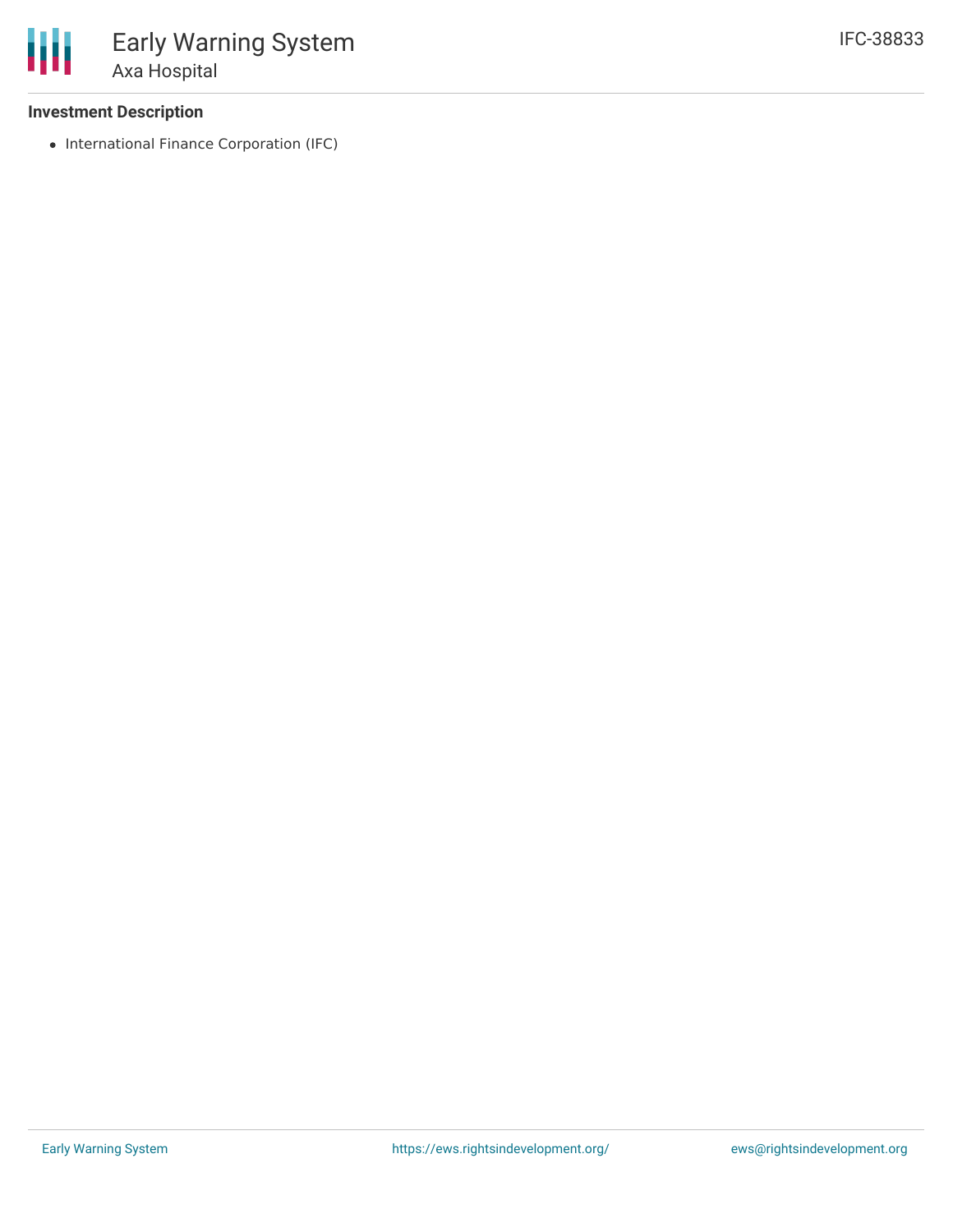## Investment Description

- International Finance Corporation (IFC)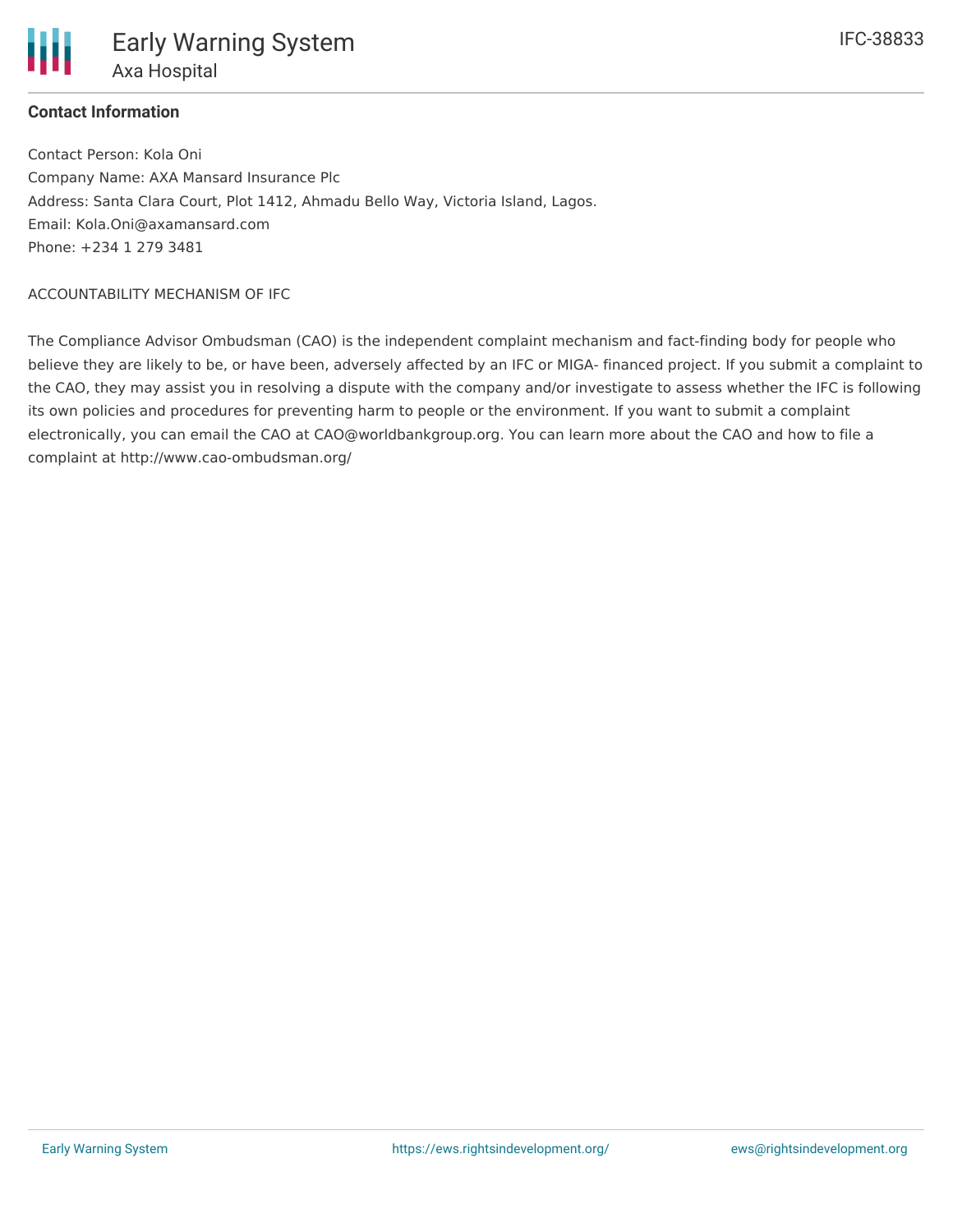**Contact Information**

Contact Person: Kola Oni
Company Name: AXA Mansard Insurance Plc
Address: Santa Clara Court, Plot 1412, Ahmadu Bello Way, Victoria Island, Lagos.
Email: Kola.Oni@axamansard.com
Phone: +234 1 279 3481

ACCOUNTABILITY MECHANISM OF IFC

The Compliance Advisor Ombudsman (CAO) is the independent complaint mechanism and fact-finding body for people who believe they are likely to be, or have been, adversely affected by an IFC or MIGA- financed project. If you submit a complaint to the CAO, they may assist you in resolving a dispute with the company and/or investigate to assess whether the IFC is following its own policies and procedures for preventing harm to people or the environment. If you want to submit a complaint electronically, you can email the CAO at CAO@worldbankgroup.org. You can learn more about the CAO and how to file a complaint at http://www.cao-ombudsman.org/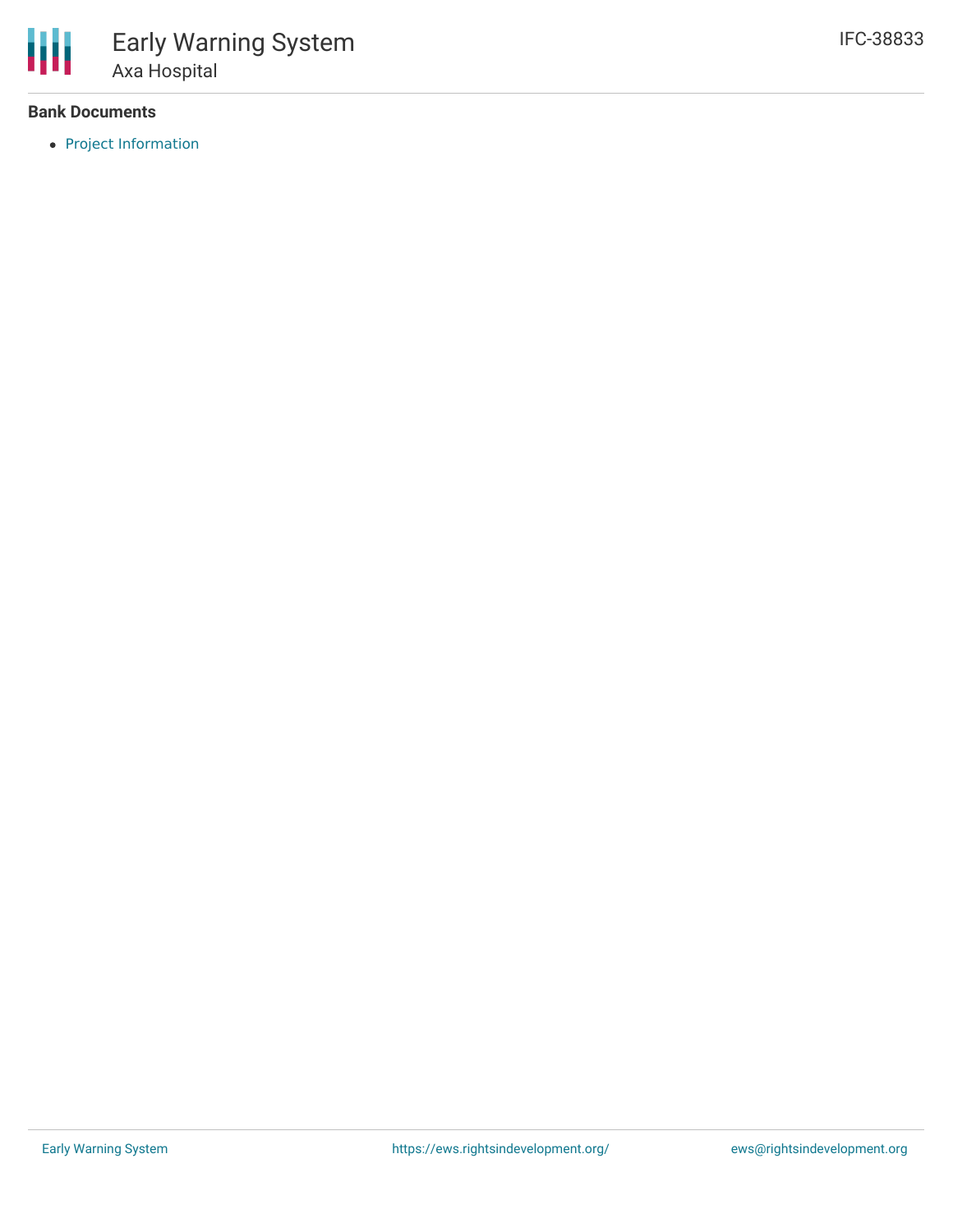**Bank Documents**

- Project Information